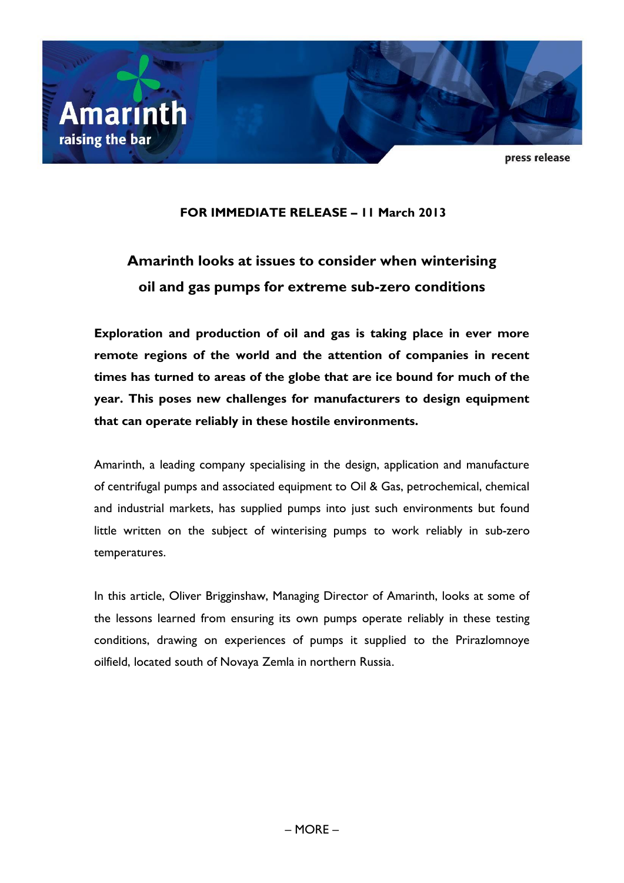Amarinth
raising the bar

press release

**FOR IMMEDIATE RELEASE – 11 March 2013**

# Amarinth looks at issues to consider when winterising oil and gas pumps for extreme sub-zero conditions

**Exploration and production of oil and gas is taking place in ever more remote regions of the world and the attention of companies in recent times has turned to areas of the globe that are ice bound for much of the year. This poses new challenges for manufacturers to design equipment that can operate reliably in these hostile environments.**

Amarinth, a leading company specialising in the design, application and manufacture of centrifugal pumps and associated equipment to Oil & Gas, petrochemical, chemical and industrial markets, has supplied pumps into just such environments but found little written on the subject of winterising pumps to work reliably in sub-zero temperatures.

In this article, Oliver Brigginshaw, Managing Director of Amarinth, looks at some of the lessons learned from ensuring its own pumps operate reliably in these testing conditions, drawing on experiences of pumps it supplied to the Prirazlomnoye oilfield, located south of Novaya Zemla in northern Russia.

– MORE –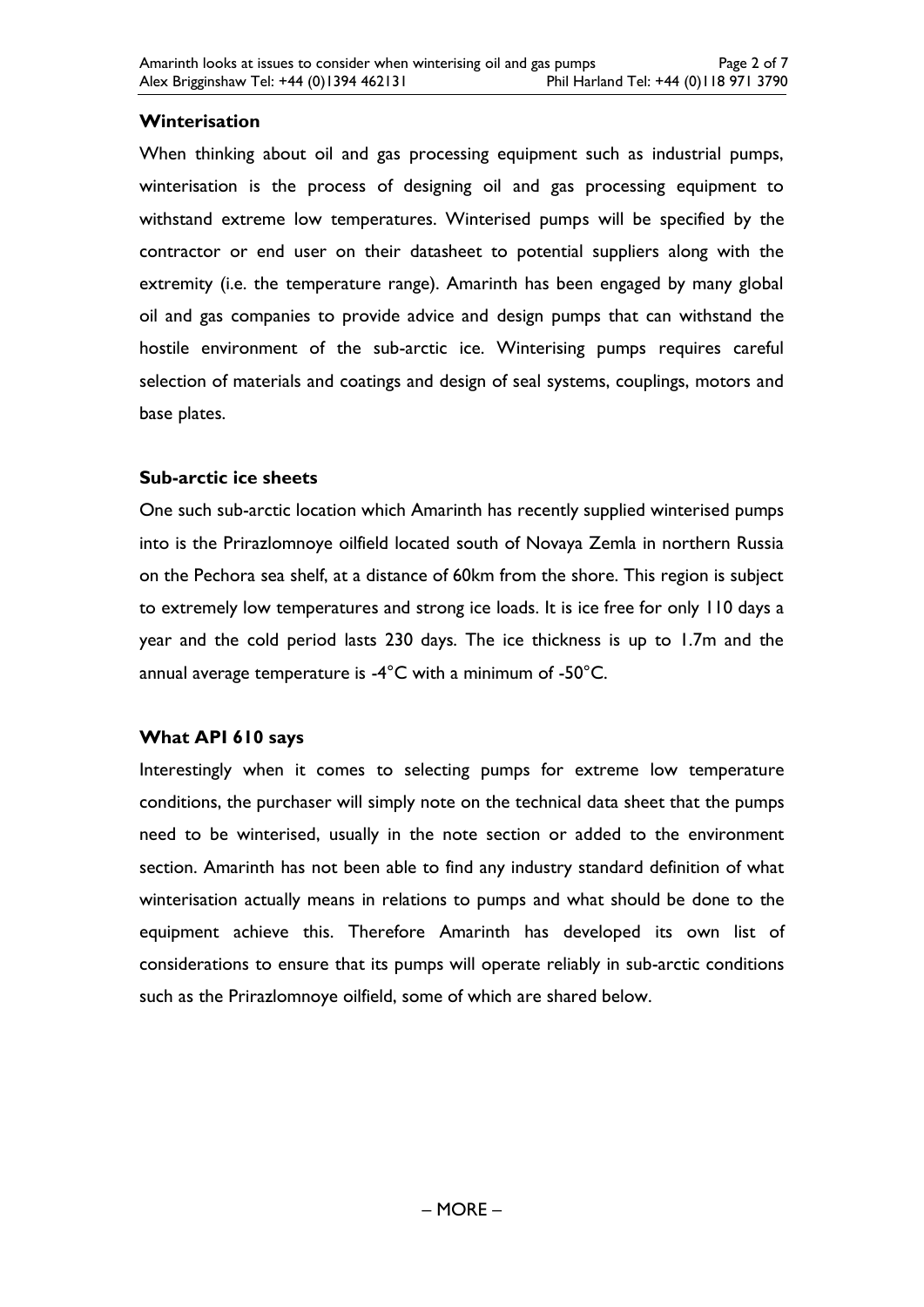## Winterisation

When thinking about oil and gas processing equipment such as industrial pumps, winterisation is the process of designing oil and gas processing equipment to withstand extreme low temperatures. Winterised pumps will be specified by the contractor or end user on their datasheet to potential suppliers along with the extremity (i.e. the temperature range). Amarinth has been engaged by many global oil and gas companies to provide advice and design pumps that can withstand the hostile environment of the sub-arctic ice. Winterising pumps requires careful selection of materials and coatings and design of seal systems, couplings, motors and base plates.

## Sub-arctic ice sheets

One such sub-arctic location which Amarinth has recently supplied winterised pumps into is the Prirazlomnoye oilfield located south of Novaya Zemla in northern Russia on the Pechora sea shelf, at a distance of 60km from the shore. This region is subject to extremely low temperatures and strong ice loads. It is ice free for only 110 days a year and the cold period lasts 230 days. The ice thickness is up to 1.7m and the annual average temperature is -4°C with a minimum of -50°C.

## What API 610 says

Interestingly when it comes to selecting pumps for extreme low temperature conditions, the purchaser will simply note on the technical data sheet that the pumps need to be winterised, usually in the note section or added to the environment section. Amarinth has not been able to find any industry standard definition of what winterisation actually means in relations to pumps and what should be done to the equipment achieve this. Therefore Amarinth has developed its own list of considerations to ensure that its pumps will operate reliably in sub-arctic conditions such as the Prirazlomnoye oilfield, some of which are shared below.

– MORE –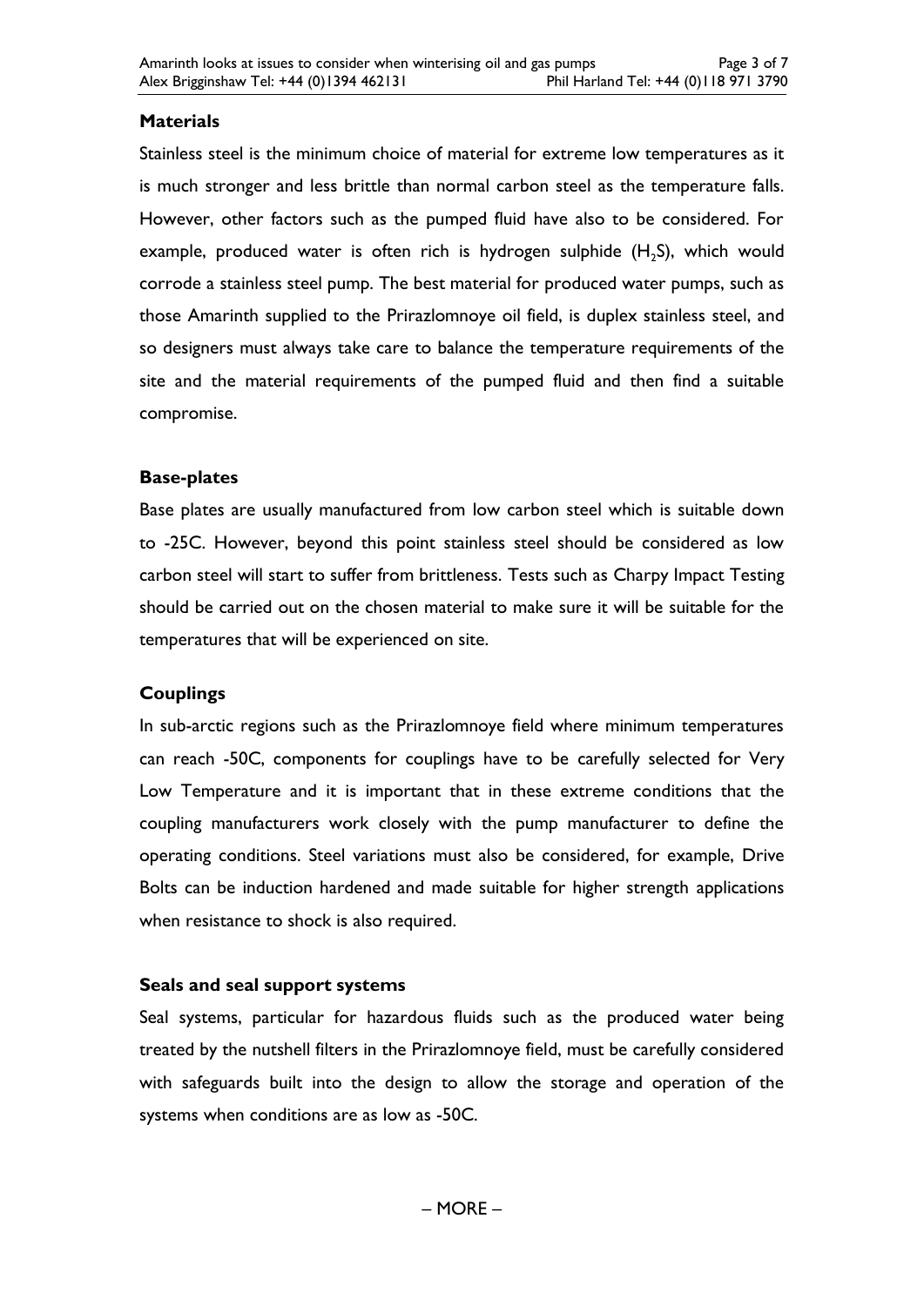## Materials

Stainless steel is the minimum choice of material for extreme low temperatures as it is much stronger and less brittle than normal carbon steel as the temperature falls. However, other factors such as the pumped fluid have also to be considered. For example, produced water is often rich is hydrogen sulphide ($H_2S$), which would corrode a stainless steel pump. The best material for produced water pumps, such as those Amarinth supplied to the Prirazlomnoye oil field, is duplex stainless steel, and so designers must always take care to balance the temperature requirements of the site and the material requirements of the pumped fluid and then find a suitable compromise.

## Base-plates

Base plates are usually manufactured from low carbon steel which is suitable down to -25C. However, beyond this point stainless steel should be considered as low carbon steel will start to suffer from brittleness. Tests such as Charpy Impact Testing should be carried out on the chosen material to make sure it will be suitable for the temperatures that will be experienced on site.

## Couplings

In sub-arctic regions such as the Prirazlomnoye field where minimum temperatures can reach -50C, components for couplings have to be carefully selected for Very Low Temperature and it is important that in these extreme conditions that the coupling manufacturers work closely with the pump manufacturer to define the operating conditions. Steel variations must also be considered, for example, Drive Bolts can be induction hardened and made suitable for higher strength applications when resistance to shock is also required.

## Seals and seal support systems

Seal systems, particular for hazardous fluids such as the produced water being treated by the nutshell filters in the Prirazlomnoye field, must be carefully considered with safeguards built into the design to allow the storage and operation of the systems when conditions are as low as -50C.

– MORE –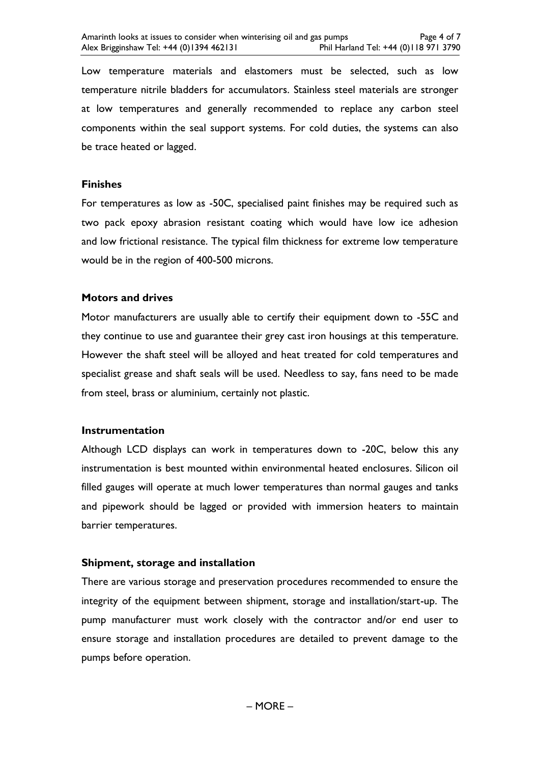Low temperature materials and elastomers must be selected, such as low temperature nitrile bladders for accumulators. Stainless steel materials are stronger at low temperatures and generally recommended to replace any carbon steel components within the seal support systems. For cold duties, the systems can also be trace heated or lagged.

**Finishes**

For temperatures as low as -50C, specialised paint finishes may be required such as two pack epoxy abrasion resistant coating which would have low ice adhesion and low frictional resistance. The typical film thickness for extreme low temperature would be in the region of 400-500 microns.

**Motors and drives**

Motor manufacturers are usually able to certify their equipment down to -55C and they continue to use and guarantee their grey cast iron housings at this temperature. However the shaft steel will be alloyed and heat treated for cold temperatures and specialist grease and shaft seals will be used. Needless to say, fans need to be made from steel, brass or aluminium, certainly not plastic.

**Instrumentation**

Although LCD displays can work in temperatures down to -20C, below this any instrumentation is best mounted within environmental heated enclosures. Silicon oil filled gauges will operate at much lower temperatures than normal gauges and tanks and pipework should be lagged or provided with immersion heaters to maintain barrier temperatures.

**Shipment, storage and installation**

There are various storage and preservation procedures recommended to ensure the integrity of the equipment between shipment, storage and installation/start-up. The pump manufacturer must work closely with the contractor and/or end user to ensure storage and installation procedures are detailed to prevent damage to the pumps before operation.

– MORE –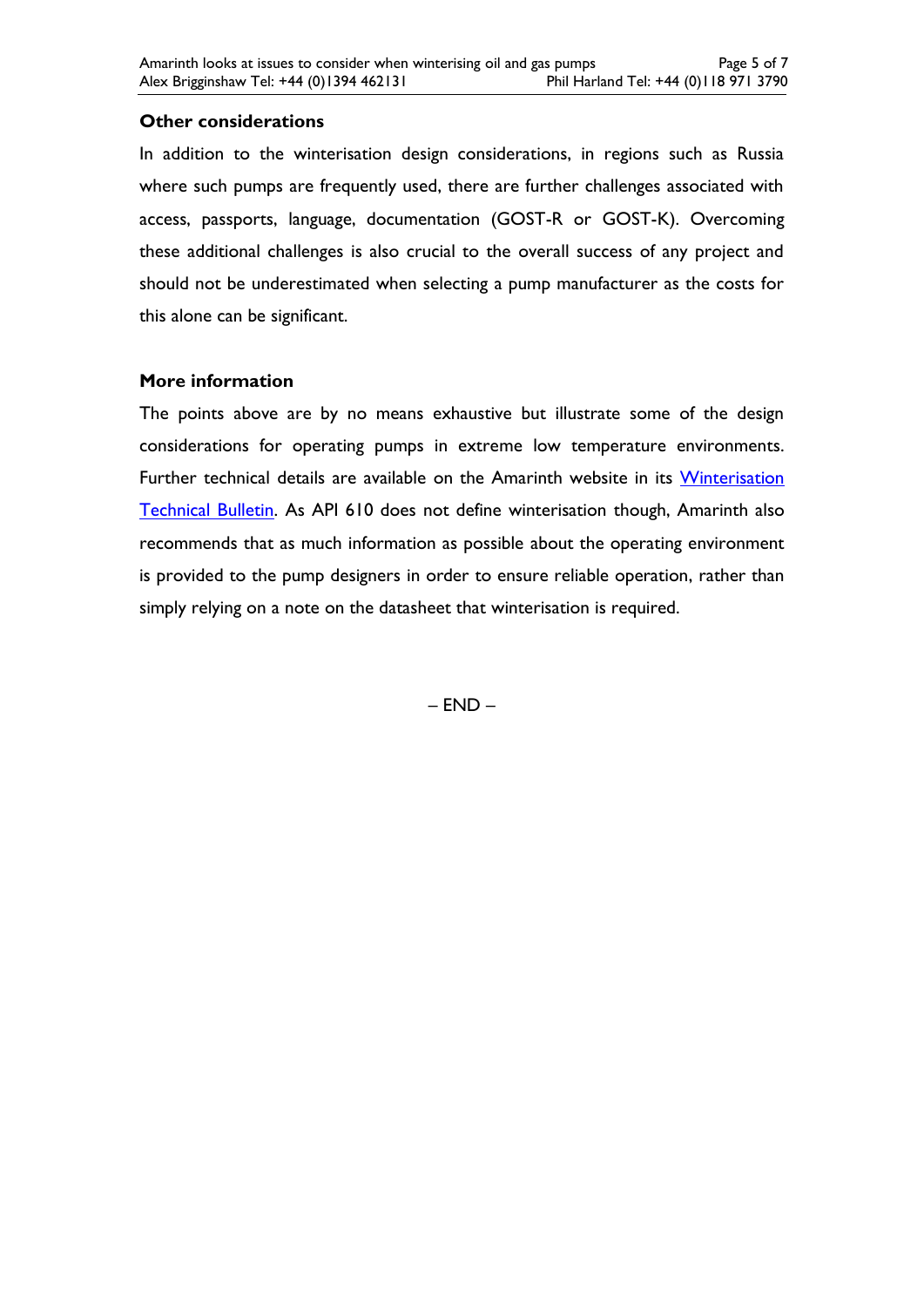## Other considerations

In addition to the winterisation design considerations, in regions such as Russia where such pumps are frequently used, there are further challenges associated with access, passports, language, documentation (GOST-R or GOST-K). Overcoming these additional challenges is also crucial to the overall success of any project and should not be underestimated when selecting a pump manufacturer as the costs for this alone can be significant.

## More information

The points above are by no means exhaustive but illustrate some of the design considerations for operating pumps in extreme low temperature environments. Further technical details are available on the Amarinth website in its Winterisation Technical Bulletin. As API 610 does not define winterisation though, Amarinth also recommends that as much information as possible about the operating environment is provided to the pump designers in order to ensure reliable operation, rather than simply relying on a note on the datasheet that winterisation is required.

– END –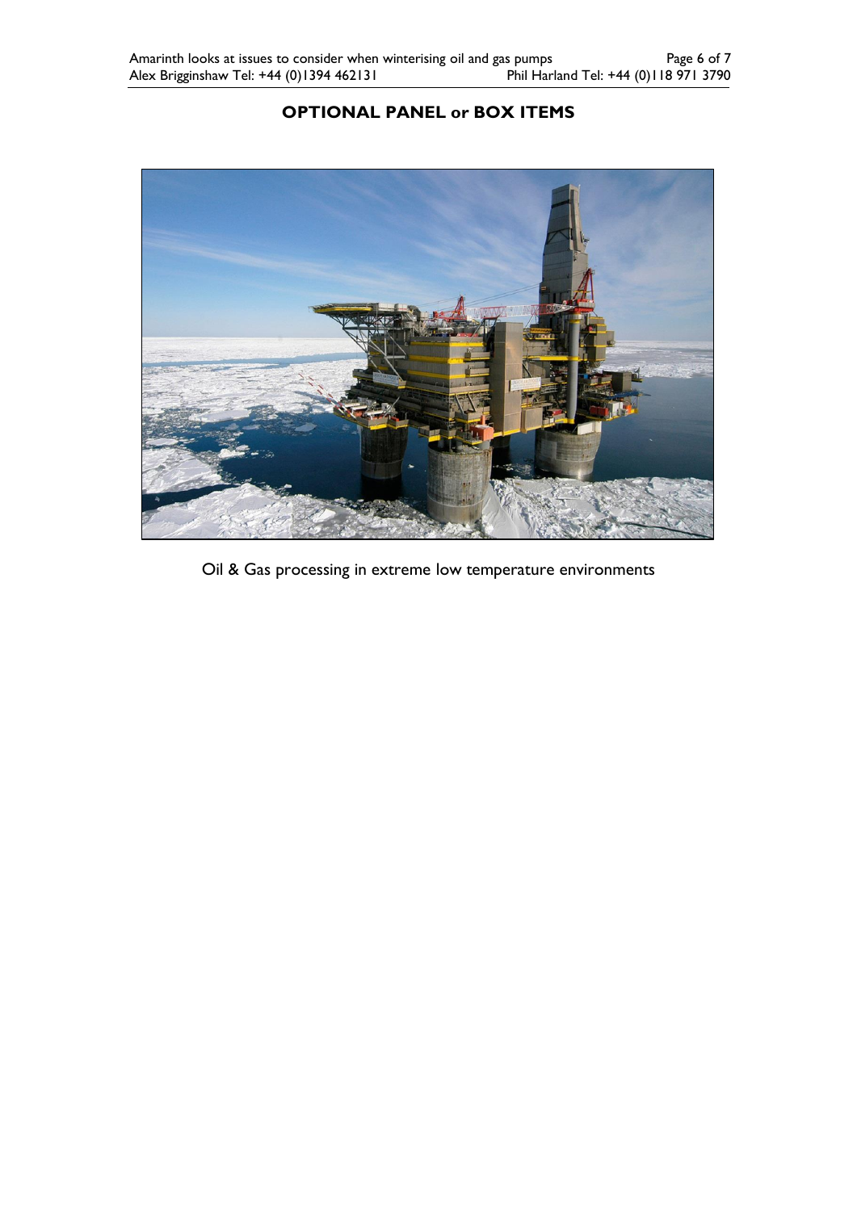## OPTIONAL PANEL or BOX ITEMS

Oil & Gas processing in extreme low temperature environments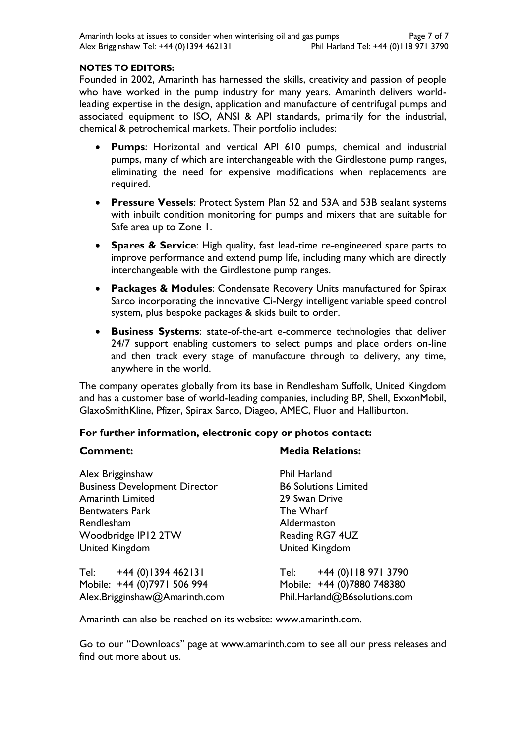**NOTES TO EDITORS:**

Founded in 2002, Amarinth has harnessed the skills, creativity and passion of people who have worked in the pump industry for many years. Amarinth delivers world-leading expertise in the design, application and manufacture of centrifugal pumps and associated equipment to ISO, ANSI & API standards, primarily for the industrial, chemical & petrochemical markets. Their portfolio includes:

- **Pumps**: Horizontal and vertical API 610 pumps, chemical and industrial pumps, many of which are interchangeable with the Girdlestone pump ranges, eliminating the need for expensive modifications when replacements are required.
- **Pressure Vessels**: Protect System Plan 52 and 53A and 53B sealant systems with inbuilt condition monitoring for pumps and mixers that are suitable for Safe area up to Zone 1.
- **Spares & Service**: High quality, fast lead-time re-engineered spare parts to improve performance and extend pump life, including many which are directly interchangeable with the Girdlestone pump ranges.
- **Packages & Modules**: Condensate Recovery Units manufactured for Spirax Sarco incorporating the innovative Ci-Nergy intelligent variable speed control system, plus bespoke packages & skids built to order.
- **Business Systems**: state-of-the-art e-commerce technologies that deliver 24/7 support enabling customers to select pumps and place orders on-line and then track every stage of manufacture through to delivery, any time, anywhere in the world.

The company operates globally from its base in Rendlesham Suffolk, United Kingdom and has a customer base of world-leading companies, including BP, Shell, ExxonMobil, GlaxoSmithKline, Pfizer, Spirax Sarco, Diageo, AMEC, Fluor and Halliburton.

**For further information, electronic copy or photos contact:**

**Comment:**

Alex Brigginshaw
Business Development Director
Amarinth Limited
Bentwaters Park
Rendlesham
Woodbridge IP12 2TW
United Kingdom

Tel: +44 (0)1394 462131
Mobile: +44 (0)7971 506 994
Alex.Brigginshaw@Amarinth.com

**Media Relations:**

Phil Harland
B6 Solutions Limited
29 Swan Drive
The Wharf
Aldermaston
Reading RG7 4UZ
United Kingdom

Tel: +44 (0)118 971 3790
Mobile: +44 (0)7880 748380
Phil.Harland@B6solutions.com

Amarinth can also be reached on its website: www.amarinth.com.

Go to our "Downloads" page at www.amarinth.com to see all our press releases and find out more about us.